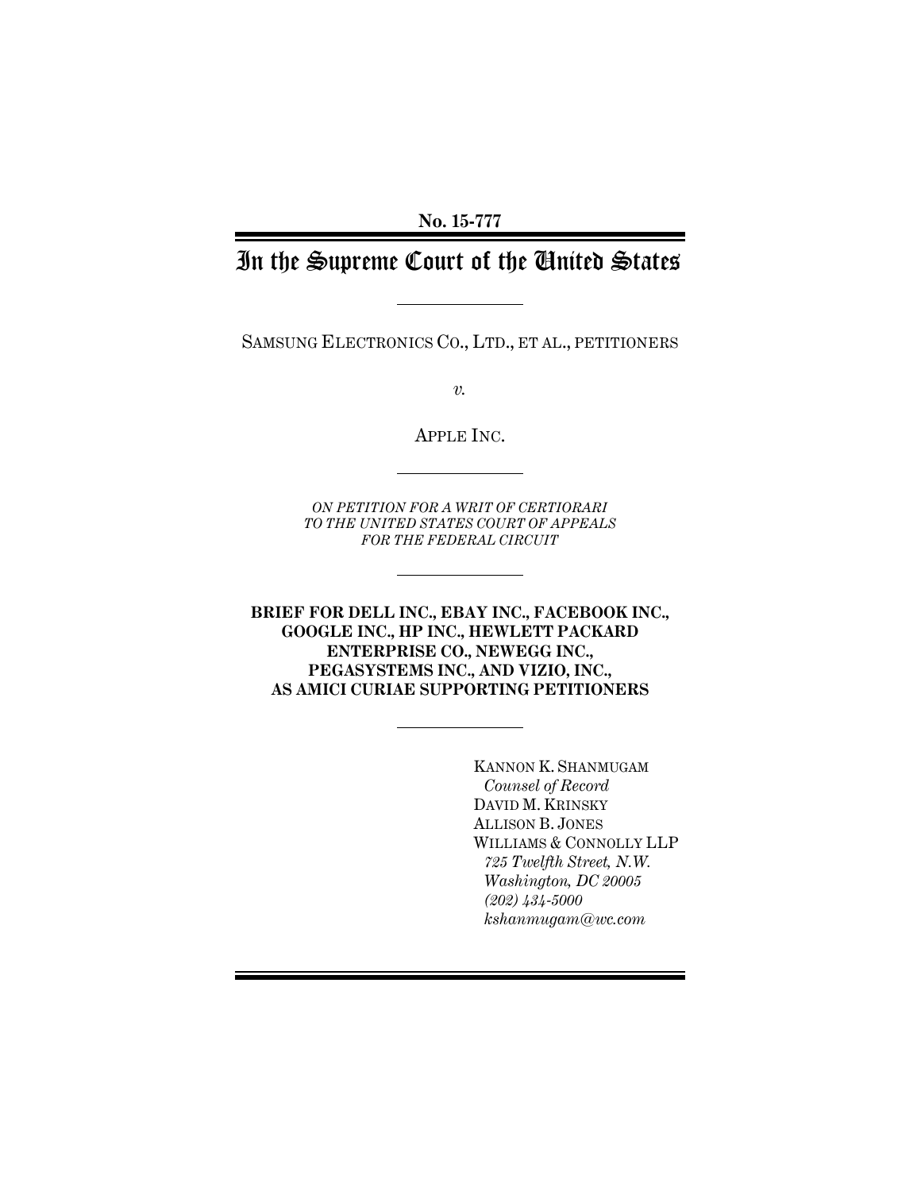**No. 15-777**

# In the Supreme Court of the United States

---

SAMSUNG ELECTRONICS CO., LTD., ET AL., PETITIONERS

*v.*

APPLE INC.

---

*ON PETITION FOR A WRIT OF CERTIORARI TO THE UNITED STATES COURT OF APPEALS FOR THE FEDERAL CIRCUIT*

---

**BRIEF FOR DELL INC., EBAY INC., FACEBOOK INC., GOOGLE INC., HP INC., HEWLETT PACKARD ENTERPRISE CO., NEWEGG INC., PEGASYSTEMS INC., AND VIZIO, INC., AS AMICI CURIAE SUPPORTING PETITIONERS**

---

KANNON K. SHANMUGAM
*Counsel of Record*
DAVID M. KRINSKY
ALLISON B. JONES
WILLIAMS & CONNOLLY LLP
*725 Twelfth Street, N.W.*
*Washington, DC 20005*
*(202) 434-5000*
*kshanmugam@wc.com*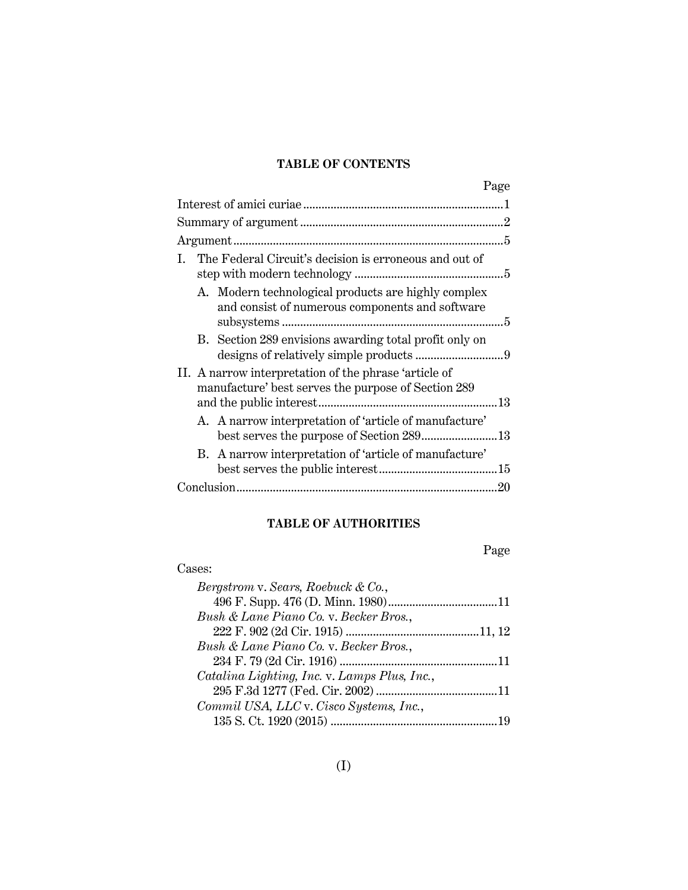## TABLE OF CONTENTS

| | Page |
|---|---|
| Interest of amici curiae | 1 |
| Summary of argument | 2 |
| Argument | 5 |
| I. The Federal Circuit's decision is erroneous and out of step with modern technology | 5 |
| A. Modern technological products are highly complex and consist of numerous components and software subsystems | 5 |
| B. Section 289 envisions awarding total profit only on designs of relatively simple products | 9 |
| II. A narrow interpretation of the phrase 'article of manufacture' best serves the purpose of Section 289 and the public interest | 13 |
| A. A narrow interpretation of 'article of manufacture' best serves the purpose of Section 289 | 13 |
| B. A narrow interpretation of 'article of manufacture' best serves the public interest | 15 |
| Conclusion | 20 |

## TABLE OF AUTHORITIES

| | Page |
|---|---|
| Cases: | |
| *Bergstrom* v. *Sears, Roebuck & Co.*, 496 F. Supp. 476 (D. Minn. 1980) | 11 |
| *Bush & Lane Piano Co.* v. *Becker Bros.*, 222 F. 902 (2d Cir. 1915) | 11, 12 |
| *Bush & Lane Piano Co.* v. *Becker Bros.*, 234 F. 79 (2d Cir. 1916) | 11 |
| *Catalina Lighting, Inc.* v. *Lamps Plus, Inc.*, 295 F.3d 1277 (Fed. Cir. 2002) | 11 |
| *Commil USA, LLC* v. *Cisco Systems, Inc.*, 135 S. Ct. 1920 (2015) | 19 |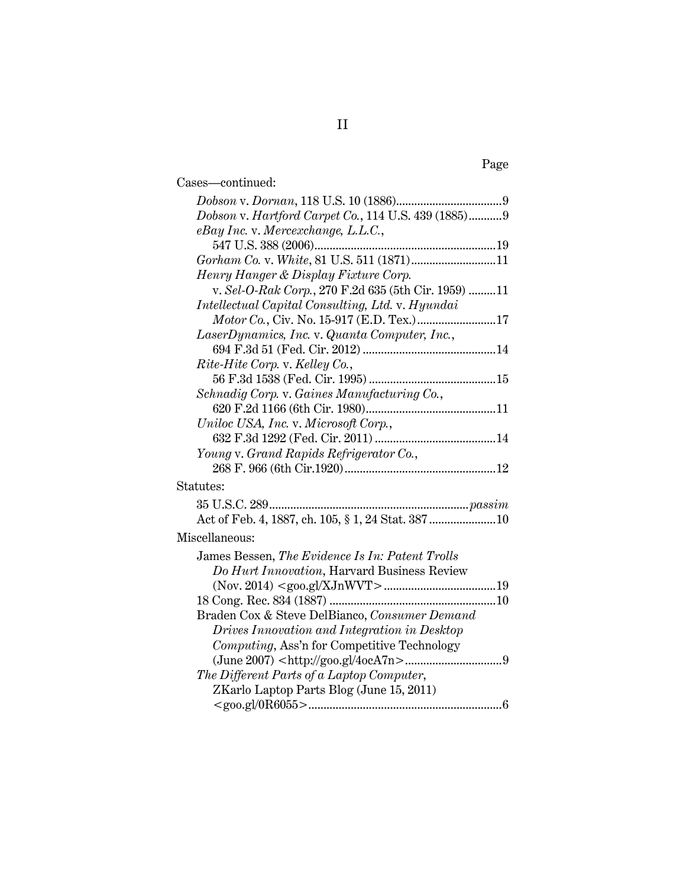Page

Cases—continued:

*Dobson* v. *Dornan*, 118 U.S. 10 (1886)....................................9
*Dobson* v. *Hartford Carpet Co.*, 114 U.S. 439 (1885)...........9
*eBay Inc.* v. *Mercexchange, L.L.C.*, 547 U.S. 388 (2006)............................................................19
*Gorham Co.* v. *White*, 81 U.S. 511 (1871)............................11
*Henry Hanger & Display Fixture Corp.* v. *Sel-O-Rak Corp.*, 270 F.2d 635 (5th Cir. 1959) .........11
*Intellectual Capital Consulting, Ltd.* v. *Hyundai Motor Co.*, Civ. No. 15-917 (E.D. Tex.)..........................17
*LaserDynamics, Inc.* v. *Quanta Computer, Inc.*, 694 F.3d 51 (Fed. Cir. 2012) ............................................14
*Rite-Hite Corp.* v. *Kelley Co.*, 56 F.3d 1538 (Fed. Cir. 1995) ..........................................15
*Schnadig Corp.* v. *Gaines Manufacturing Co.*, 620 F.2d 1166 (6th Cir. 1980)...........................................11
*Uniloc USA, Inc.* v. *Microsoft Corp.*, 632 F.3d 1292 (Fed. Cir. 2011) ........................................14
*Young* v. *Grand Rapids Refrigerator Co.*, 268 F. 966 (6th Cir.1920)..................................................12

Statutes:

35 U.S.C. 289.................................................................*passim*
Act of Feb. 4, 1887, ch. 105, § 1, 24 Stat. 387......................10

Miscellaneous:

James Bessen, *The Evidence Is In: Patent Trolls Do Hurt Innovation*, Harvard Business Review (Nov. 2014) <goo.gl/XJnWVT>.....................................19
18 Cong. Rec. 834 (1887) .......................................................10
Braden Cox & Steve DelBianco, *Consumer Demand Drives Innovation and Integration in Desktop Computing*, Ass'n for Competitive Technology (June 2007) <http://goo.gl/4ocA7n>................................9
*The Different Parts of a Laptop Computer*, ZKarlo Laptop Parts Blog (June 15, 2011) <goo.gl/0R6055>...............................................................6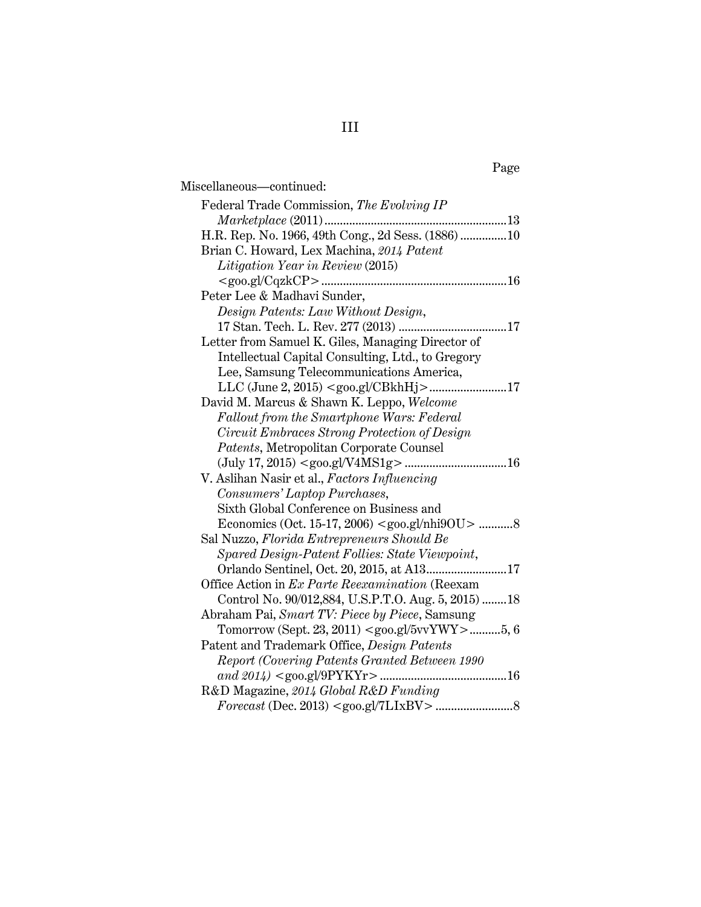Page

Miscellaneous—continued:

Federal Trade Commission, *The Evolving IP Marketplace* (2011) ........................................................13

H.R. Rep. No. 1966, 49th Cong., 2d Sess. (1886) ...............10

Brian C. Howard, Lex Machina, *2014 Patent Litigation Year in Review* (2015) <goo.gl/CqzkCP> ........................................................16

Peter Lee & Madhavi Sunder, *Design Patents: Law Without Design*, 17 Stan. Tech. L. Rev. 277 (2013) ..................................17

Letter from Samuel K. Giles, Managing Director of Intellectual Capital Consulting, Ltd., to Gregory Lee, Samsung Telecommunications America, LLC (June 2, 2015) <goo.gl/CBkhHj>........................17

David M. Marcus & Shawn K. Leppo, *Welcome Fallout from the Smartphone Wars: Federal Circuit Embraces Strong Protection of Design Patents*, Metropolitan Corporate Counsel (July 17, 2015) <goo.gl/V4MS1g> ................................16

V. Aslihan Nasir et al., *Factors Influencing Consumers' Laptop Purchases*, Sixth Global Conference on Business and Economics (Oct. 15-17, 2006) <goo.gl/nhi9OU> ...........8

Sal Nuzzo, *Florida Entrepreneurs Should Be Spared Design-Patent Follies: State Viewpoint*, Orlando Sentinel, Oct. 20, 2015, at A13.........................17

Office Action in *Ex Parte Reexamination* (Reexam Control No. 90/012,884, U.S.P.T.O. Aug. 5, 2015) ........18

Abraham Pai, *Smart TV: Piece by Piece*, Samsung Tomorrow (Sept. 23, 2011) <goo.gl/5vvYWY>..........5, 6

Patent and Trademark Office, *Design Patents Report (Covering Patents Granted Between 1990 and 2014)* <goo.gl/9PYKYr> ........................................16

R&D Magazine, *2014 Global R&D Funding Forecast* (Dec. 2013) <goo.gl/7LIxBV> .........................8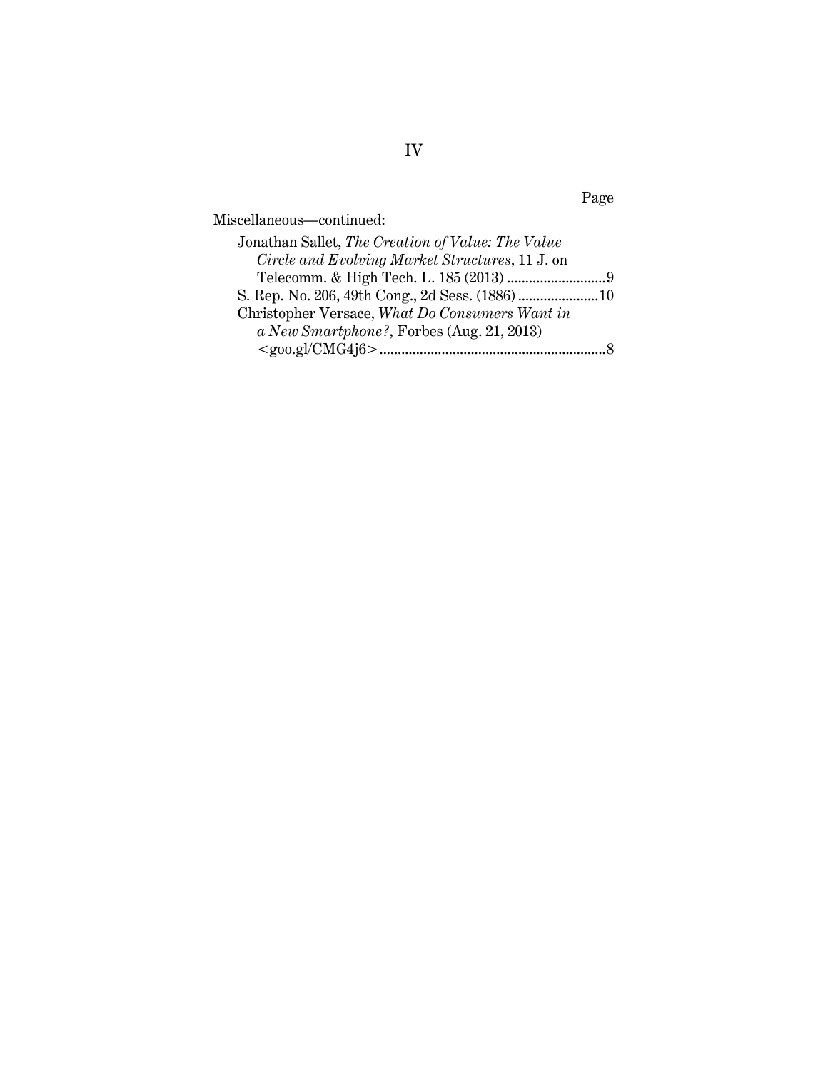Page

Miscellaneous—continued:

Jonathan Sallet, *The Creation of Value: The Value Circle and Evolving Market Structures*, 11 J. on Telecomm. & High Tech. L. 185 (2013) ..........................9

S. Rep. No. 206, 49th Cong., 2d Sess. (1886) ......................10

Christopher Versace, *What Do Consumers Want in a New Smartphone?*, Forbes (Aug. 21, 2013) <goo.gl/CMG4j6> ..........................................................8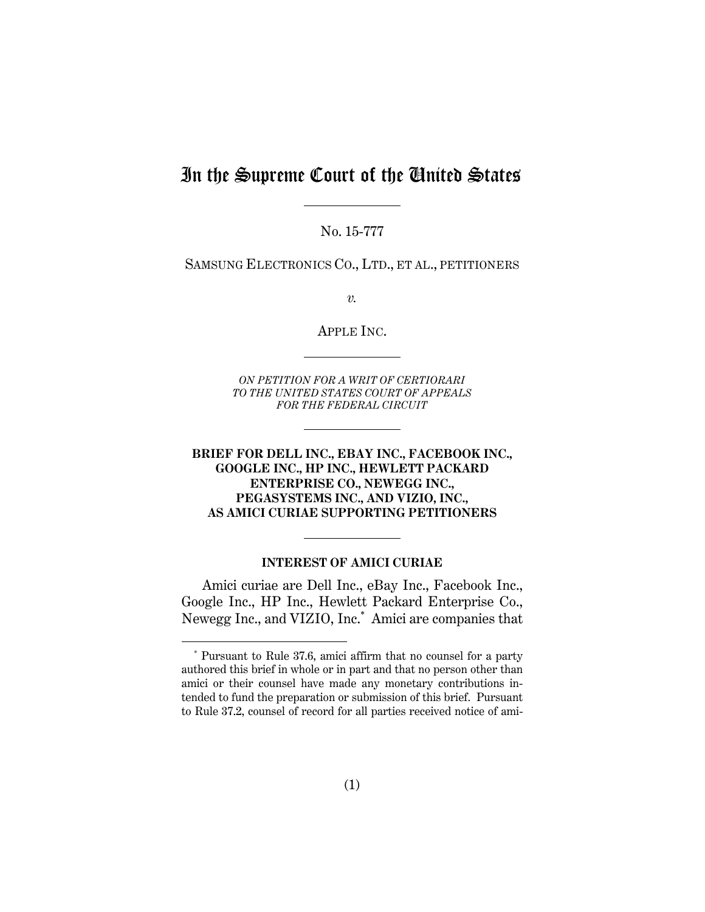# In the Supreme Court of the United States

No. 15-777

SAMSUNG ELECTRONICS CO., LTD., ET AL., PETITIONERS

*v.*

APPLE INC.

*ON PETITION FOR A WRIT OF CERTIORARI TO THE UNITED STATES COURT OF APPEALS FOR THE FEDERAL CIRCUIT*

**BRIEF FOR DELL INC., EBAY INC., FACEBOOK INC., GOOGLE INC., HP INC., HEWLETT PACKARD ENTERPRISE CO., NEWEGG INC., PEGASYSTEMS INC., AND VIZIO, INC., AS AMICI CURIAE SUPPORTING PETITIONERS**

## INTEREST OF AMICI CURIAE

Amici curiae are Dell Inc., eBay Inc., Facebook Inc., Google Inc., HP Inc., Hewlett Packard Enterprise Co., Newegg Inc., and VIZIO, Inc.* Amici are companies that

\* Pursuant to Rule 37.6, amici affirm that no counsel for a party authored this brief in whole or in part and that no person other than amici or their counsel have made any monetary contributions intended to fund the preparation or submission of this brief. Pursuant to Rule 37.2, counsel of record for all parties received notice of ami-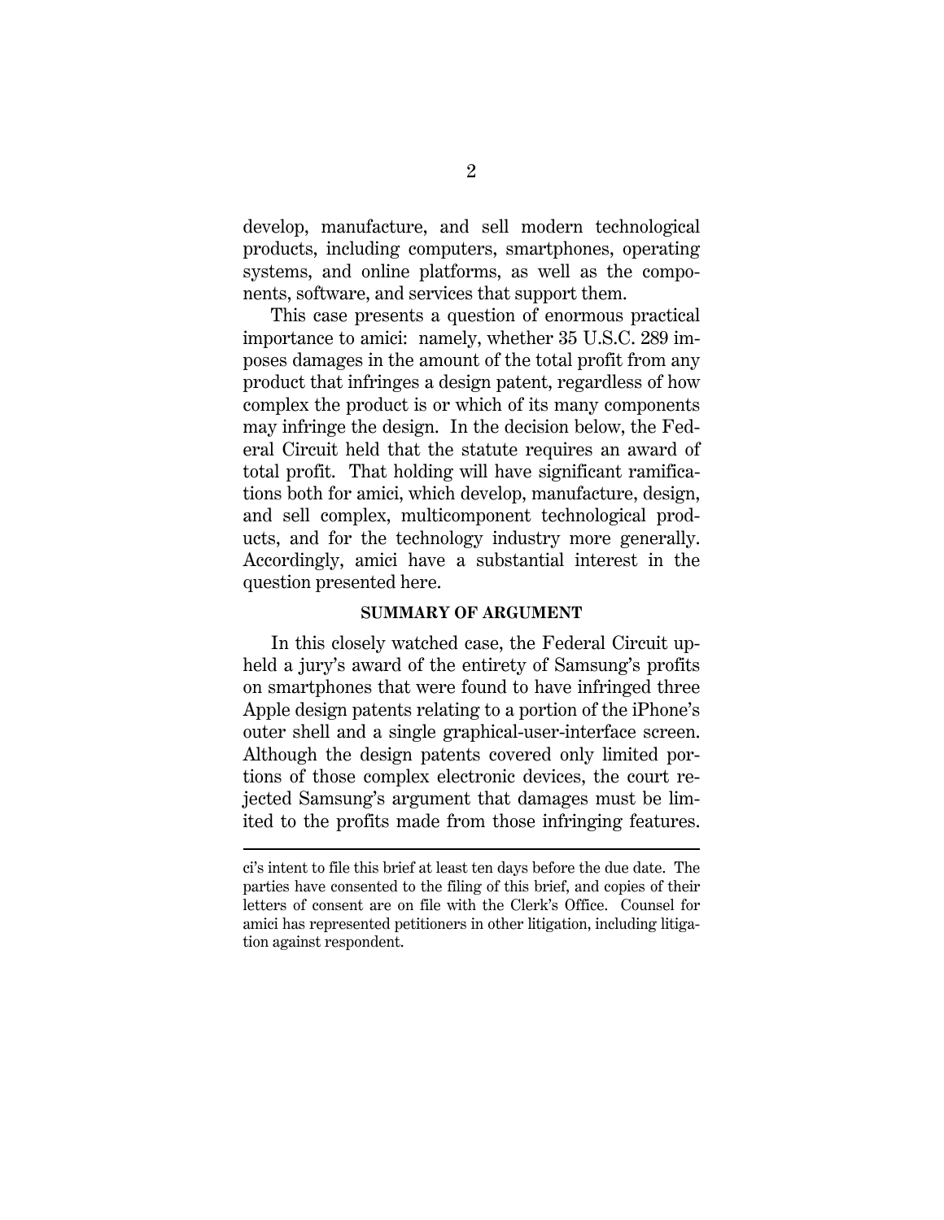develop, manufacture, and sell modern technological products, including computers, smartphones, operating systems, and online platforms, as well as the components, software, and services that support them.

This case presents a question of enormous practical importance to amici: namely, whether 35 U.S.C. 289 imposes damages in the amount of the total profit from any product that infringes a design patent, regardless of how complex the product is or which of its many components may infringe the design. In the decision below, the Federal Circuit held that the statute requires an award of total profit. That holding will have significant ramifications both for amici, which develop, manufacture, design, and sell complex, multicomponent technological products, and for the technology industry more generally. Accordingly, amici have a substantial interest in the question presented here.

## SUMMARY OF ARGUMENT

In this closely watched case, the Federal Circuit upheld a jury's award of the entirety of Samsung's profits on smartphones that were found to have infringed three Apple design patents relating to a portion of the iPhone's outer shell and a single graphical-user-interface screen. Although the design patents covered only limited portions of those complex electronic devices, the court rejected Samsung's argument that damages must be limited to the profits made from those infringing features.

---

ci's intent to file this brief at least ten days before the due date. The parties have consented to the filing of this brief, and copies of their letters of consent are on file with the Clerk's Office. Counsel for amici has represented petitioners in other litigation, including litigation against respondent.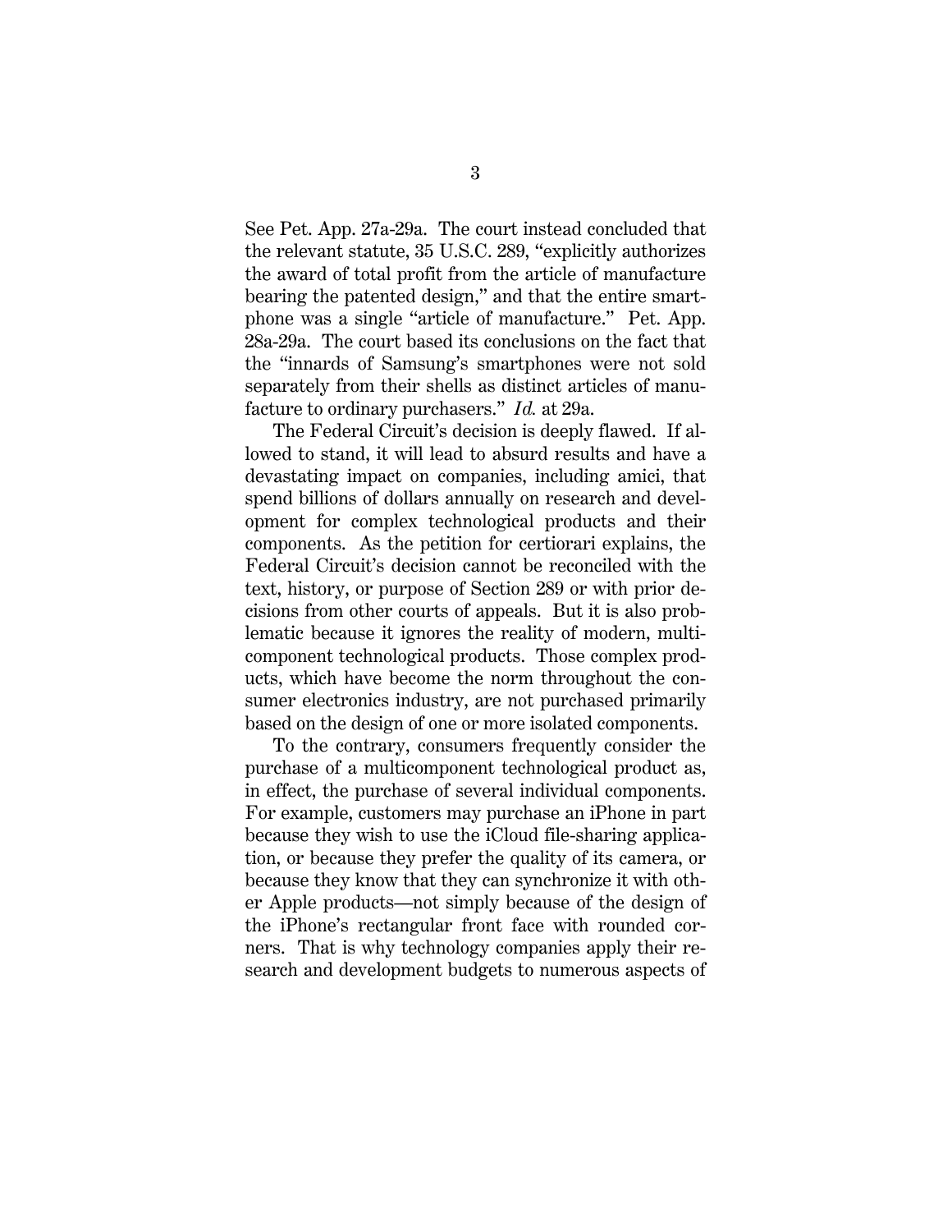See Pet. App. 27a-29a. The court instead concluded that the relevant statute, 35 U.S.C. 289, "explicitly authorizes the award of total profit from the article of manufacture bearing the patented design," and that the entire smartphone was a single "article of manufacture." Pet. App. 28a-29a. The court based its conclusions on the fact that the "innards of Samsung's smartphones were not sold separately from their shells as distinct articles of manufacture to ordinary purchasers." *Id.* at 29a.

The Federal Circuit's decision is deeply flawed. If allowed to stand, it will lead to absurd results and have a devastating impact on companies, including amici, that spend billions of dollars annually on research and development for complex technological products and their components. As the petition for certiorari explains, the Federal Circuit's decision cannot be reconciled with the text, history, or purpose of Section 289 or with prior decisions from other courts of appeals. But it is also problematic because it ignores the reality of modern, multicomponent technological products. Those complex products, which have become the norm throughout the consumer electronics industry, are not purchased primarily based on the design of one or more isolated components.

To the contrary, consumers frequently consider the purchase of a multicomponent technological product as, in effect, the purchase of several individual components. For example, customers may purchase an iPhone in part because they wish to use the iCloud file-sharing application, or because they prefer the quality of its camera, or because they know that they can synchronize it with other Apple products—not simply because of the design of the iPhone's rectangular front face with rounded corners. That is why technology companies apply their research and development budgets to numerous aspects of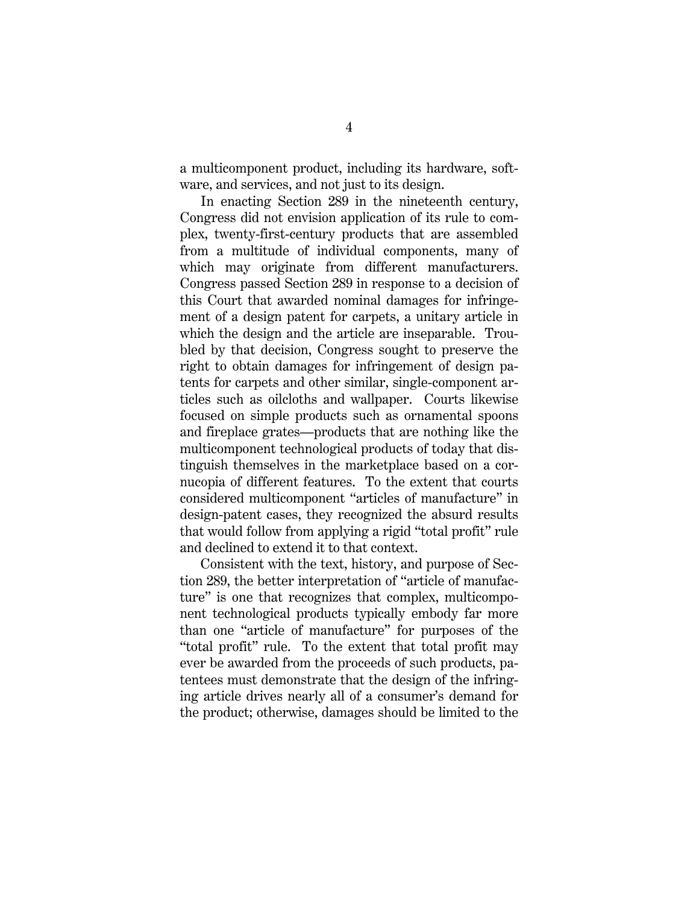a multicomponent product, including its hardware, software, and services, and not just to its design.

In enacting Section 289 in the nineteenth century, Congress did not envision application of its rule to complex, twenty-first-century products that are assembled from a multitude of individual components, many of which may originate from different manufacturers. Congress passed Section 289 in response to a decision of this Court that awarded nominal damages for infringement of a design patent for carpets, a unitary article in which the design and the article are inseparable. Troubled by that decision, Congress sought to preserve the right to obtain damages for infringement of design patents for carpets and other similar, single-component articles such as oilcloths and wallpaper. Courts likewise focused on simple products such as ornamental spoons and fireplace grates—products that are nothing like the multicomponent technological products of today that distinguish themselves in the marketplace based on a cornucopia of different features. To the extent that courts considered multicomponent "articles of manufacture" in design-patent cases, they recognized the absurd results that would follow from applying a rigid "total profit" rule and declined to extend it to that context.

Consistent with the text, history, and purpose of Section 289, the better interpretation of "article of manufacture" is one that recognizes that complex, multicomponent technological products typically embody far more than one "article of manufacture" for purposes of the "total profit" rule. To the extent that total profit may ever be awarded from the proceeds of such products, patentees must demonstrate that the design of the infringing article drives nearly all of a consumer's demand for the product; otherwise, damages should be limited to the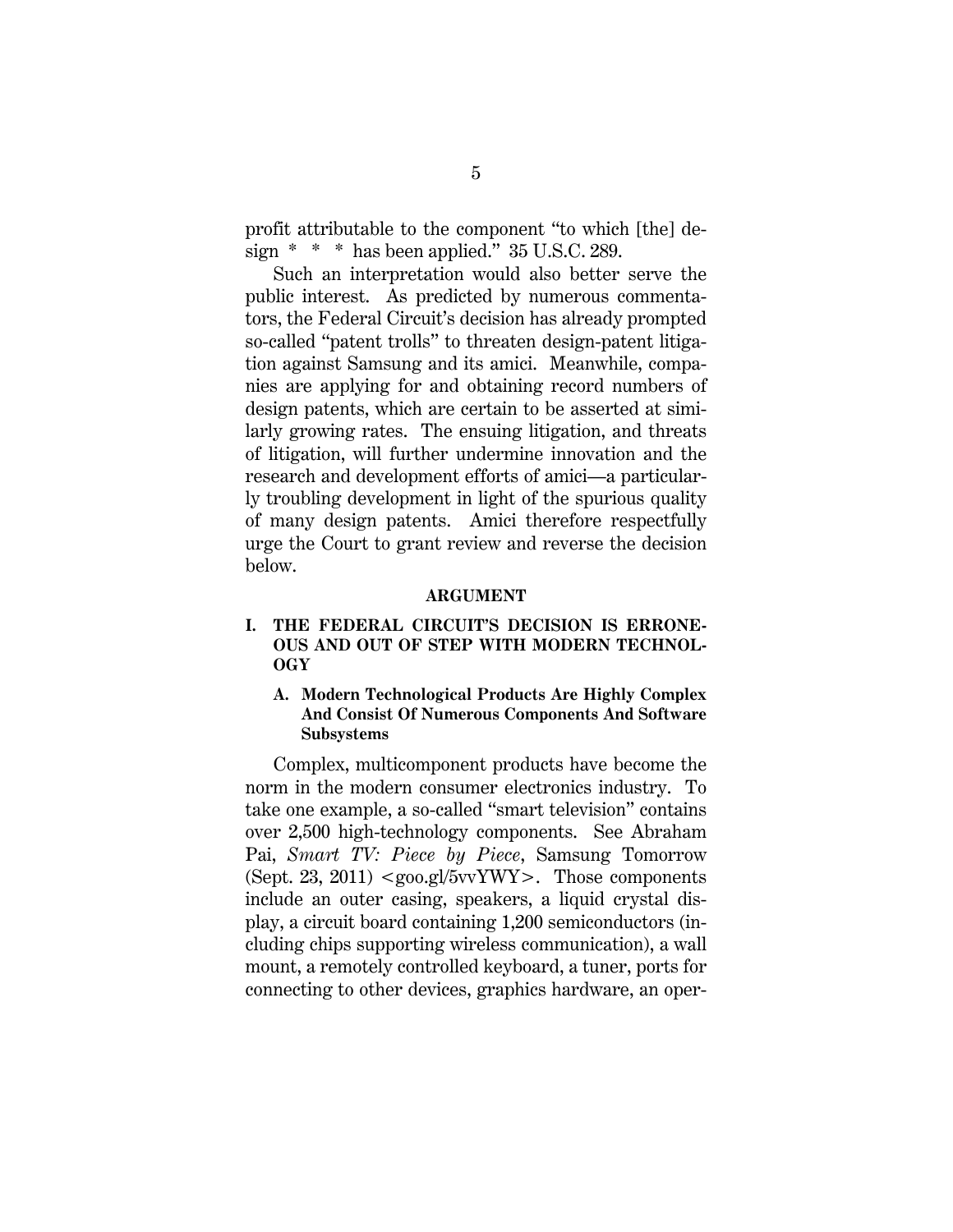profit attributable to the component "to which [the] design * * * has been applied." 35 U.S.C. 289.

Such an interpretation would also better serve the public interest. As predicted by numerous commentators, the Federal Circuit's decision has already prompted so-called "patent trolls" to threaten design-patent litigation against Samsung and its amici. Meanwhile, companies are applying for and obtaining record numbers of design patents, which are certain to be asserted at similarly growing rates. The ensuing litigation, and threats of litigation, will further undermine innovation and the research and development efforts of amici—a particularly troubling development in light of the spurious quality of many design patents. Amici therefore respectfully urge the Court to grant review and reverse the decision below.

## ARGUMENT

### I. THE FEDERAL CIRCUIT'S DECISION IS ERRONEOUS AND OUT OF STEP WITH MODERN TECHNOLOGY

#### A. Modern Technological Products Are Highly Complex And Consist Of Numerous Components And Software Subsystems

Complex, multicomponent products have become the norm in the modern consumer electronics industry. To take one example, a so-called "smart television" contains over 2,500 high-technology components. See Abraham Pai, *Smart TV: Piece by Piece*, Samsung Tomorrow (Sept. 23, 2011) <goo.gl/5vvYWY>. Those components include an outer casing, speakers, a liquid crystal display, a circuit board containing 1,200 semiconductors (including chips supporting wireless communication), a wall mount, a remotely controlled keyboard, a tuner, ports for connecting to other devices, graphics hardware, an oper-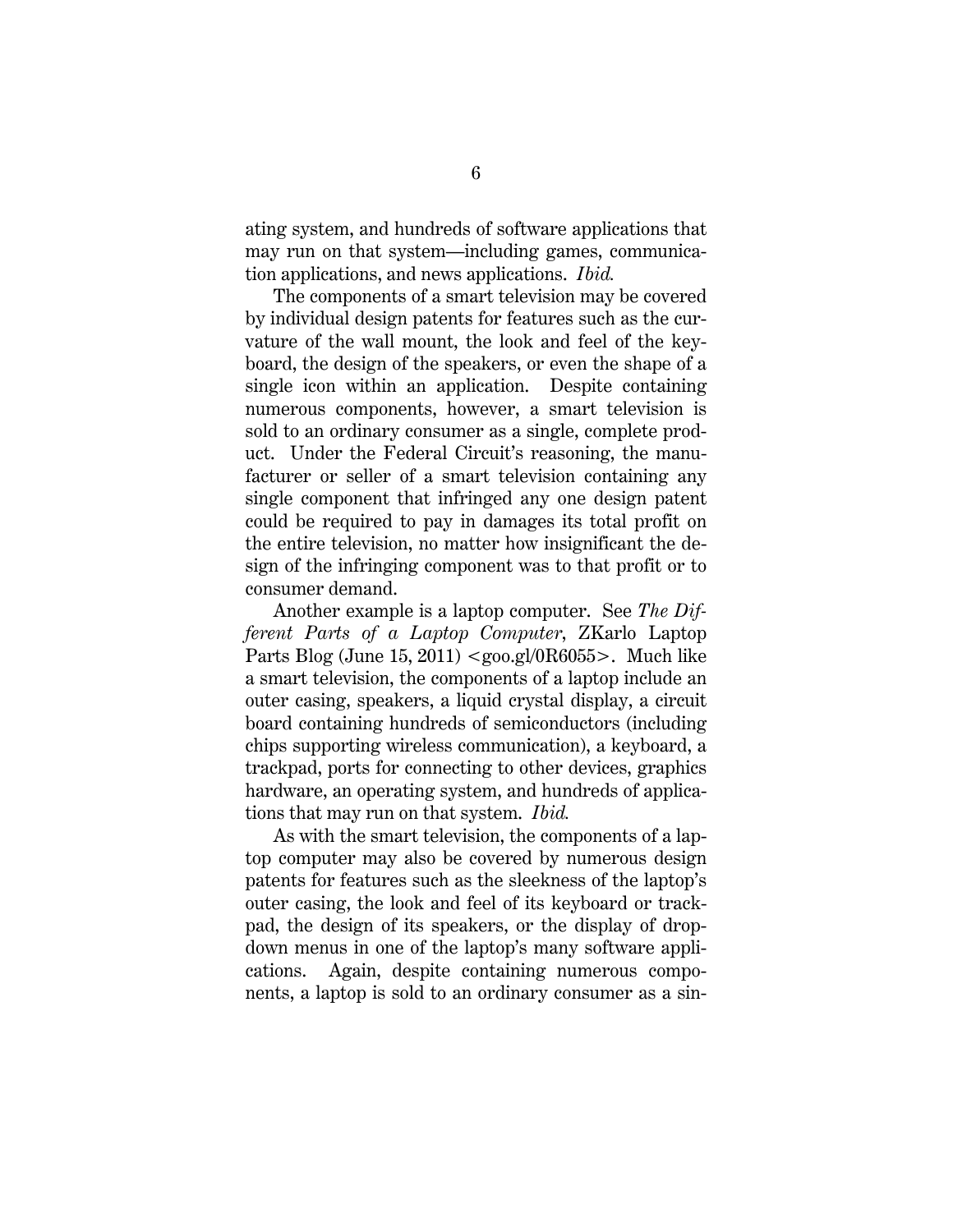ating system, and hundreds of software applications that may run on that system—including games, communication applications, and news applications. *Ibid.*

The components of a smart television may be covered by individual design patents for features such as the curvature of the wall mount, the look and feel of the keyboard, the design of the speakers, or even the shape of a single icon within an application. Despite containing numerous components, however, a smart television is sold to an ordinary consumer as a single, complete product. Under the Federal Circuit's reasoning, the manufacturer or seller of a smart television containing any single component that infringed any one design patent could be required to pay in damages its total profit on the entire television, no matter how insignificant the design of the infringing component was to that profit or to consumer demand.

Another example is a laptop computer. See *The Different Parts of a Laptop Computer*, ZKarlo Laptop Parts Blog (June 15, 2011) <goo.gl/0R6055>. Much like a smart television, the components of a laptop include an outer casing, speakers, a liquid crystal display, a circuit board containing hundreds of semiconductors (including chips supporting wireless communication), a keyboard, a trackpad, ports for connecting to other devices, graphics hardware, an operating system, and hundreds of applications that may run on that system. *Ibid.*

As with the smart television, the components of a laptop computer may also be covered by numerous design patents for features such as the sleekness of the laptop's outer casing, the look and feel of its keyboard or trackpad, the design of its speakers, or the display of drop-down menus in one of the laptop's many software applications. Again, despite containing numerous components, a laptop is sold to an ordinary consumer as a sin-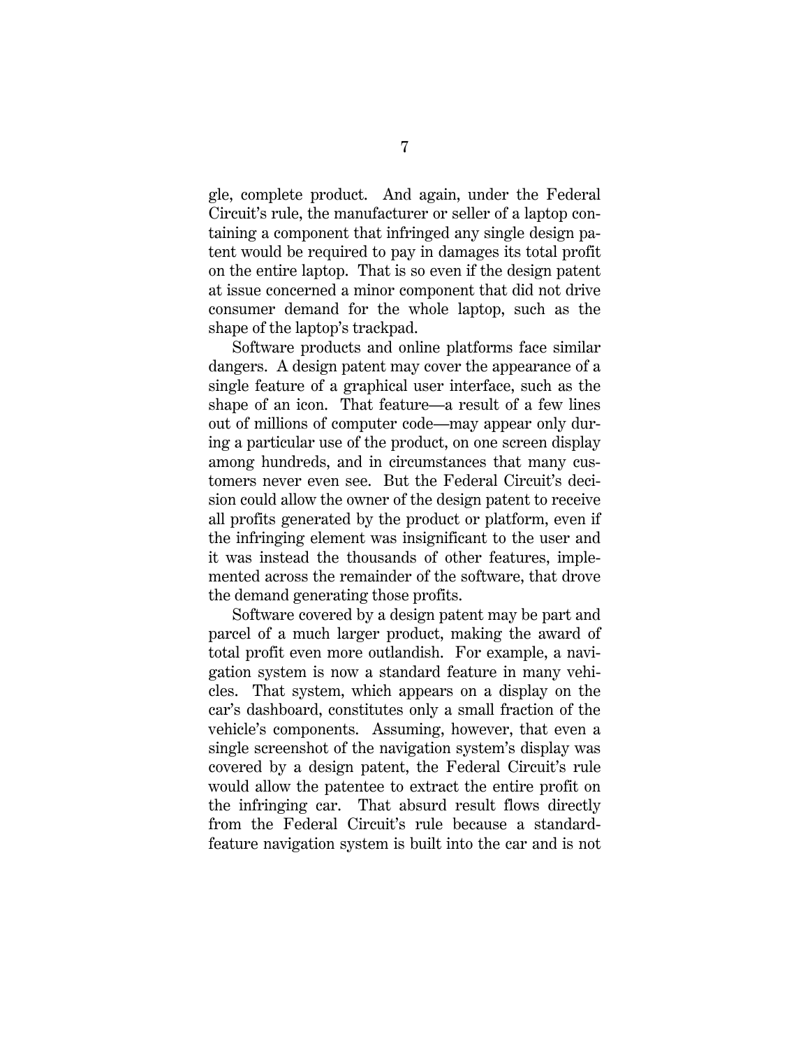gle, complete product. And again, under the Federal Circuit's rule, the manufacturer or seller of a laptop containing a component that infringed any single design patent would be required to pay in damages its total profit on the entire laptop. That is so even if the design patent at issue concerned a minor component that did not drive consumer demand for the whole laptop, such as the shape of the laptop's trackpad.

Software products and online platforms face similar dangers. A design patent may cover the appearance of a single feature of a graphical user interface, such as the shape of an icon. That feature—a result of a few lines out of millions of computer code—may appear only during a particular use of the product, on one screen display among hundreds, and in circumstances that many customers never even see. But the Federal Circuit's decision could allow the owner of the design patent to receive all profits generated by the product or platform, even if the infringing element was insignificant to the user and it was instead the thousands of other features, implemented across the remainder of the software, that drove the demand generating those profits.

Software covered by a design patent may be part and parcel of a much larger product, making the award of total profit even more outlandish. For example, a navigation system is now a standard feature in many vehicles. That system, which appears on a display on the car's dashboard, constitutes only a small fraction of the vehicle's components. Assuming, however, that even a single screenshot of the navigation system's display was covered by a design patent, the Federal Circuit's rule would allow the patentee to extract the entire profit on the infringing car. That absurd result flows directly from the Federal Circuit's rule because a standard-feature navigation system is built into the car and is not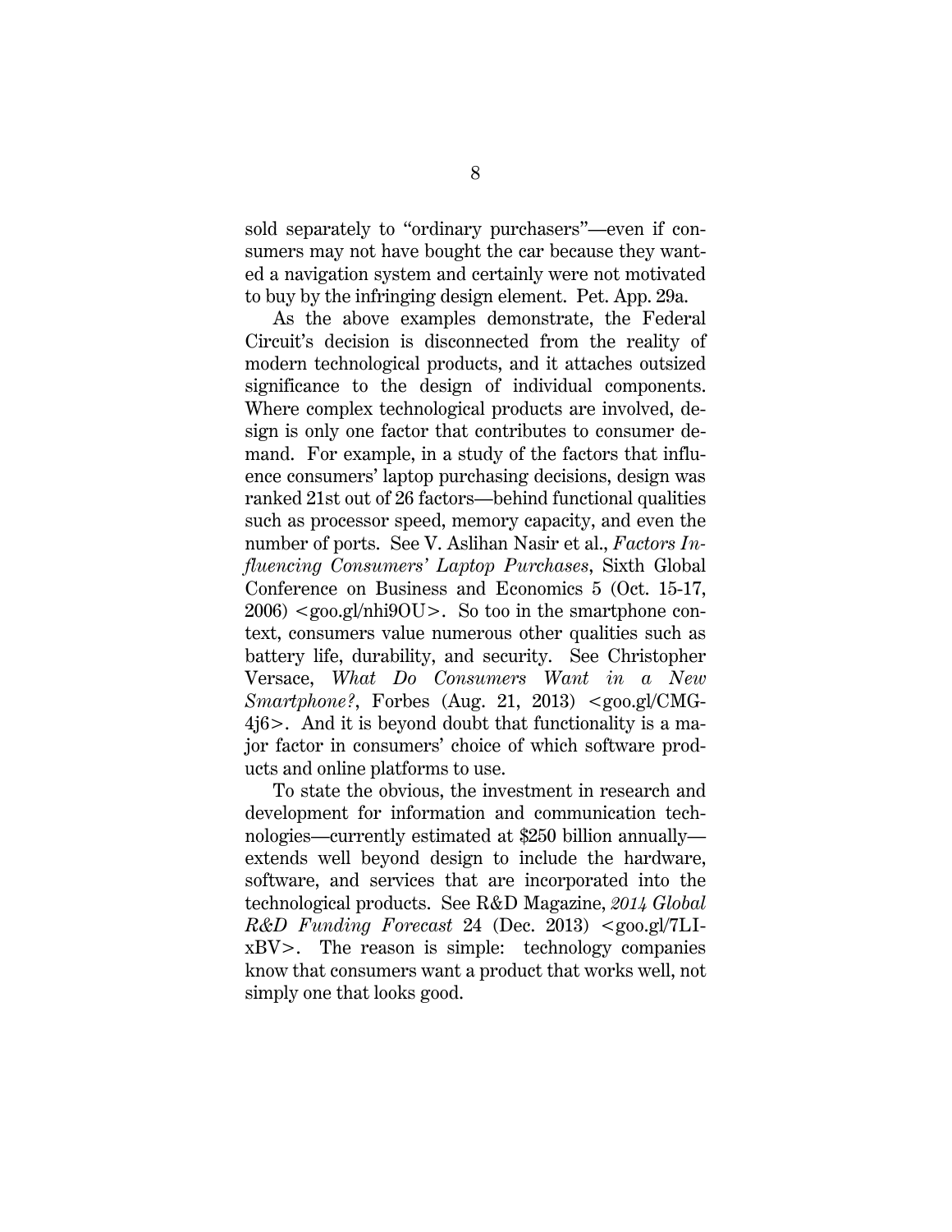sold separately to "ordinary purchasers"—even if consumers may not have bought the car because they wanted a navigation system and certainly were not motivated to buy by the infringing design element. Pet. App. 29a.

As the above examples demonstrate, the Federal Circuit's decision is disconnected from the reality of modern technological products, and it attaches outsized significance to the design of individual components. Where complex technological products are involved, design is only one factor that contributes to consumer demand. For example, in a study of the factors that influence consumers' laptop purchasing decisions, design was ranked 21st out of 26 factors—behind functional qualities such as processor speed, memory capacity, and even the number of ports. See V. Aslihan Nasir et al., *Factors Influencing Consumers' Laptop Purchases*, Sixth Global Conference on Business and Economics 5 (Oct. 15-17, 2006) <goo.gl/nhi9OU>. So too in the smartphone context, consumers value numerous other qualities such as battery life, durability, and security. See Christopher Versace, *What Do Consumers Want in a New Smartphone?*, Forbes (Aug. 21, 2013) <goo.gl/CMG-4j6>. And it is beyond doubt that functionality is a major factor in consumers' choice of which software products and online platforms to use.

To state the obvious, the investment in research and development for information and communication technologies—currently estimated at $250 billion annually—extends well beyond design to include the hardware, software, and services that are incorporated into the technological products. See R&D Magazine, *2014 Global R&D Funding Forecast* 24 (Dec. 2013) <goo.gl/7LI-xBV>. The reason is simple: technology companies know that consumers want a product that works well, not simply one that looks good.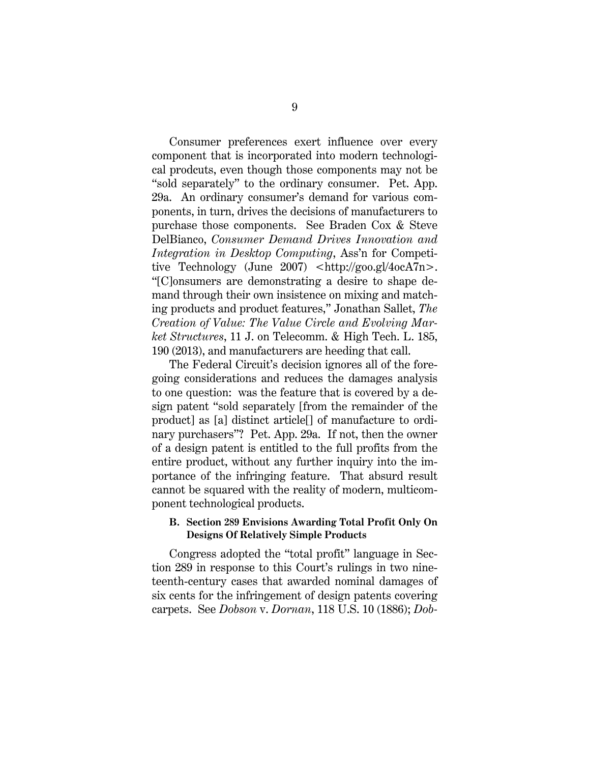Consumer preferences exert influence over every component that is incorporated into modern technological prodcuts, even though those components may not be "sold separately" to the ordinary consumer. Pet. App. 29a. An ordinary consumer's demand for various components, in turn, drives the decisions of manufacturers to purchase those components. See Braden Cox & Steve DelBianco, *Consumer Demand Drives Innovation and Integration in Desktop Computing*, Ass'n for Competitive Technology (June 2007) <http://goo.gl/4ocA7n>. "[C]onsumers are demonstrating a desire to shape demand through their own insistence on mixing and matching products and product features," Jonathan Sallet, *The Creation of Value: The Value Circle and Evolving Market Structures*, 11 J. on Telecomm. & High Tech. L. 185, 190 (2013), and manufacturers are heeding that call.

The Federal Circuit's decision ignores all of the foregoing considerations and reduces the damages analysis to one question: was the feature that is covered by a design patent "sold separately [from the remainder of the product] as [a] distinct article[] of manufacture to ordinary purchasers"? Pet. App. 29a. If not, then the owner of a design patent is entitled to the full profits from the entire product, without any further inquiry into the importance of the infringing feature. That absurd result cannot be squared with the reality of modern, multicomponent technological products.

### B. Section 289 Envisions Awarding Total Profit Only On Designs Of Relatively Simple Products

Congress adopted the "total profit" language in Section 289 in response to this Court's rulings in two nineteenth-century cases that awarded nominal damages of six cents for the infringement of design patents covering carpets. See *Dobson* v. *Dornan*, 118 U.S. 10 (1886); *Dob-*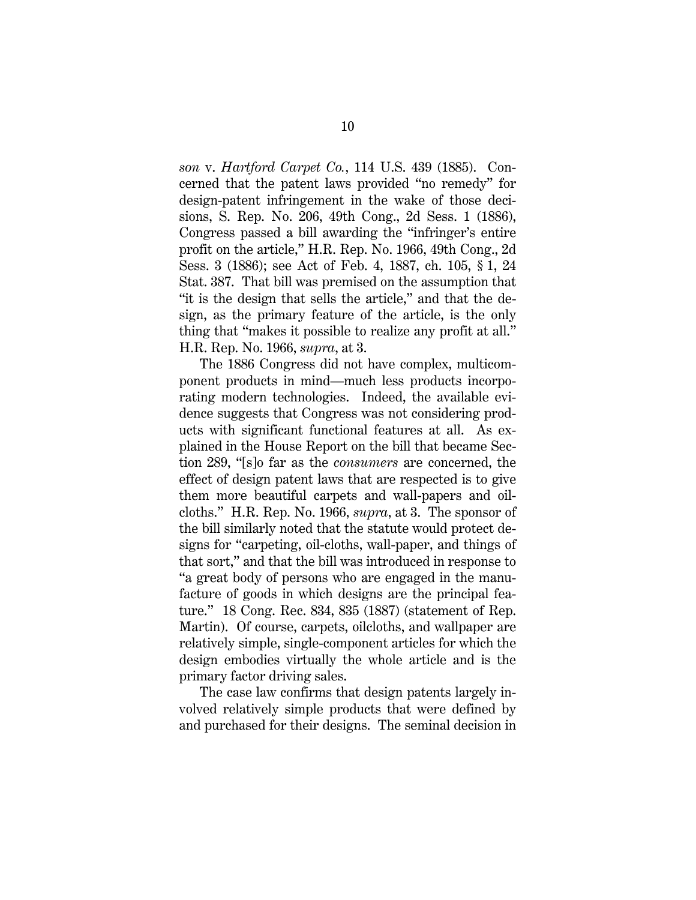*son* v. *Hartford Carpet Co.*, 114 U.S. 439 (1885). Concerned that the patent laws provided "no remedy" for design-patent infringement in the wake of those decisions, S. Rep. No. 206, 49th Cong., 2d Sess. 1 (1886), Congress passed a bill awarding the "infringer's entire profit on the article," H.R. Rep. No. 1966, 49th Cong., 2d Sess. 3 (1886); see Act of Feb. 4, 1887, ch. 105, § 1, 24 Stat. 387. That bill was premised on the assumption that "it is the design that sells the article," and that the design, as the primary feature of the article, is the only thing that "makes it possible to realize any profit at all." H.R. Rep. No. 1966, *supra*, at 3.

The 1886 Congress did not have complex, multicomponent products in mind—much less products incorporating modern technologies. Indeed, the available evidence suggests that Congress was not considering products with significant functional features at all. As explained in the House Report on the bill that became Section 289, "[s]o far as the *consumers* are concerned, the effect of design patent laws that are respected is to give them more beautiful carpets and wall-papers and oilcloths." H.R. Rep. No. 1966, *supra*, at 3. The sponsor of the bill similarly noted that the statute would protect designs for "carpeting, oil-cloths, wall-paper, and things of that sort," and that the bill was introduced in response to "a great body of persons who are engaged in the manufacture of goods in which designs are the principal feature." 18 Cong. Rec. 834, 835 (1887) (statement of Rep. Martin). Of course, carpets, oilcloths, and wallpaper are relatively simple, single-component articles for which the design embodies virtually the whole article and is the primary factor driving sales.

The case law confirms that design patents largely involved relatively simple products that were defined by and purchased for their designs. The seminal decision in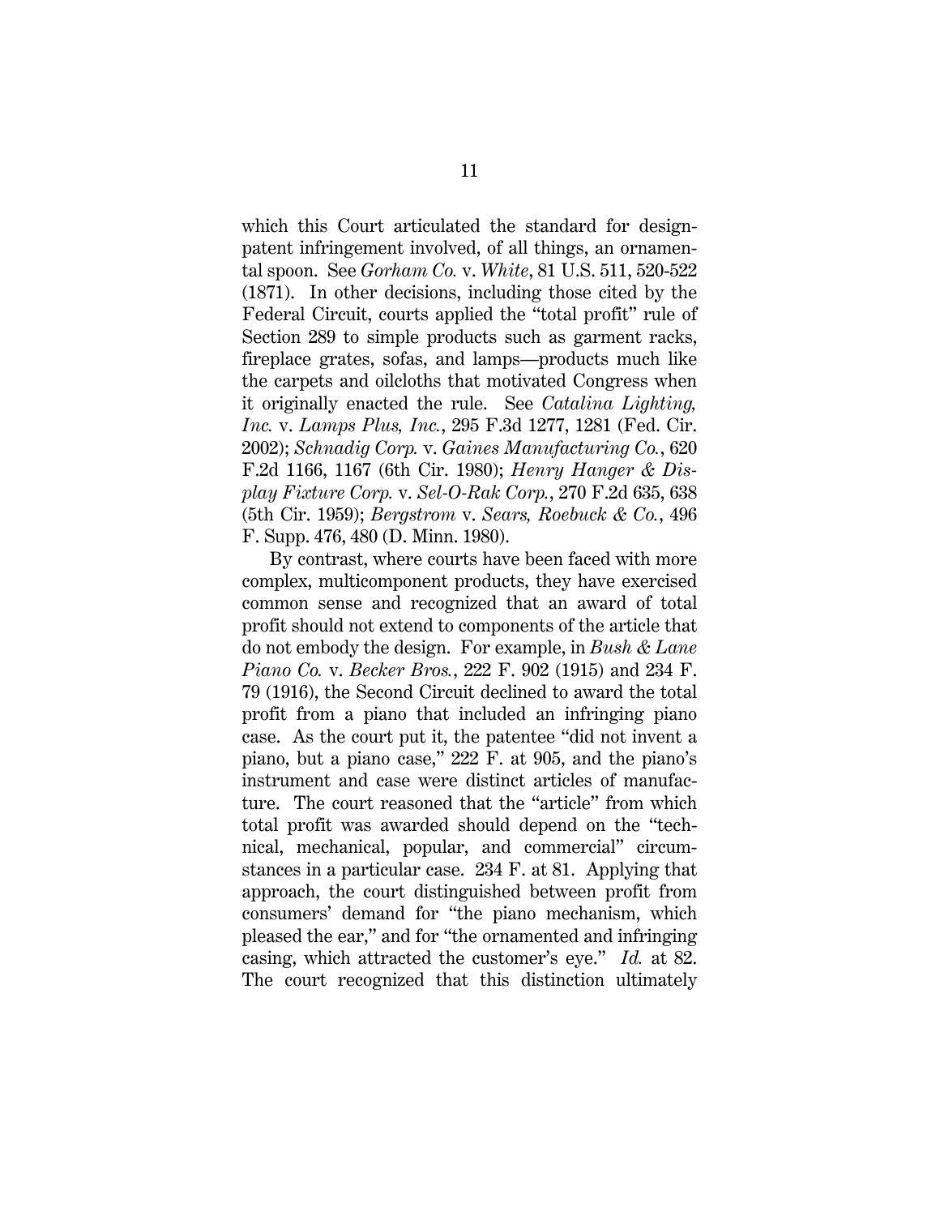which this Court articulated the standard for design-patent infringement involved, of all things, an ornamental spoon. See *Gorham Co.* v. *White*, 81 U.S. 511, 520-522 (1871). In other decisions, including those cited by the Federal Circuit, courts applied the "total profit" rule of Section 289 to simple products such as garment racks, fireplace grates, sofas, and lamps—products much like the carpets and oilcloths that motivated Congress when it originally enacted the rule. See *Catalina Lighting, Inc.* v. *Lamps Plus, Inc.*, 295 F.3d 1277, 1281 (Fed. Cir. 2002); *Schnadig Corp.* v. *Gaines Manufacturing Co.*, 620 F.2d 1166, 1167 (6th Cir. 1980); *Henry Hanger & Display Fixture Corp.* v. *Sel-O-Rak Corp.*, 270 F.2d 635, 638 (5th Cir. 1959); *Bergstrom* v. *Sears, Roebuck & Co.*, 496 F. Supp. 476, 480 (D. Minn. 1980).

By contrast, where courts have been faced with more complex, multicomponent products, they have exercised common sense and recognized that an award of total profit should not extend to components of the article that do not embody the design. For example, in *Bush & Lane Piano Co.* v. *Becker Bros.*, 222 F. 902 (1915) and 234 F. 79 (1916), the Second Circuit declined to award the total profit from a piano that included an infringing piano case. As the court put it, the patentee "did not invent a piano, but a piano case," 222 F. at 905, and the piano's instrument and case were distinct articles of manufacture. The court reasoned that the "article" from which total profit was awarded should depend on the "technical, mechanical, popular, and commercial" circumstances in a particular case. 234 F. at 81. Applying that approach, the court distinguished between profit from consumers' demand for "the piano mechanism, which pleased the ear," and for "the ornamented and infringing casing, which attracted the customer's eye." *Id.* at 82. The court recognized that this distinction ultimately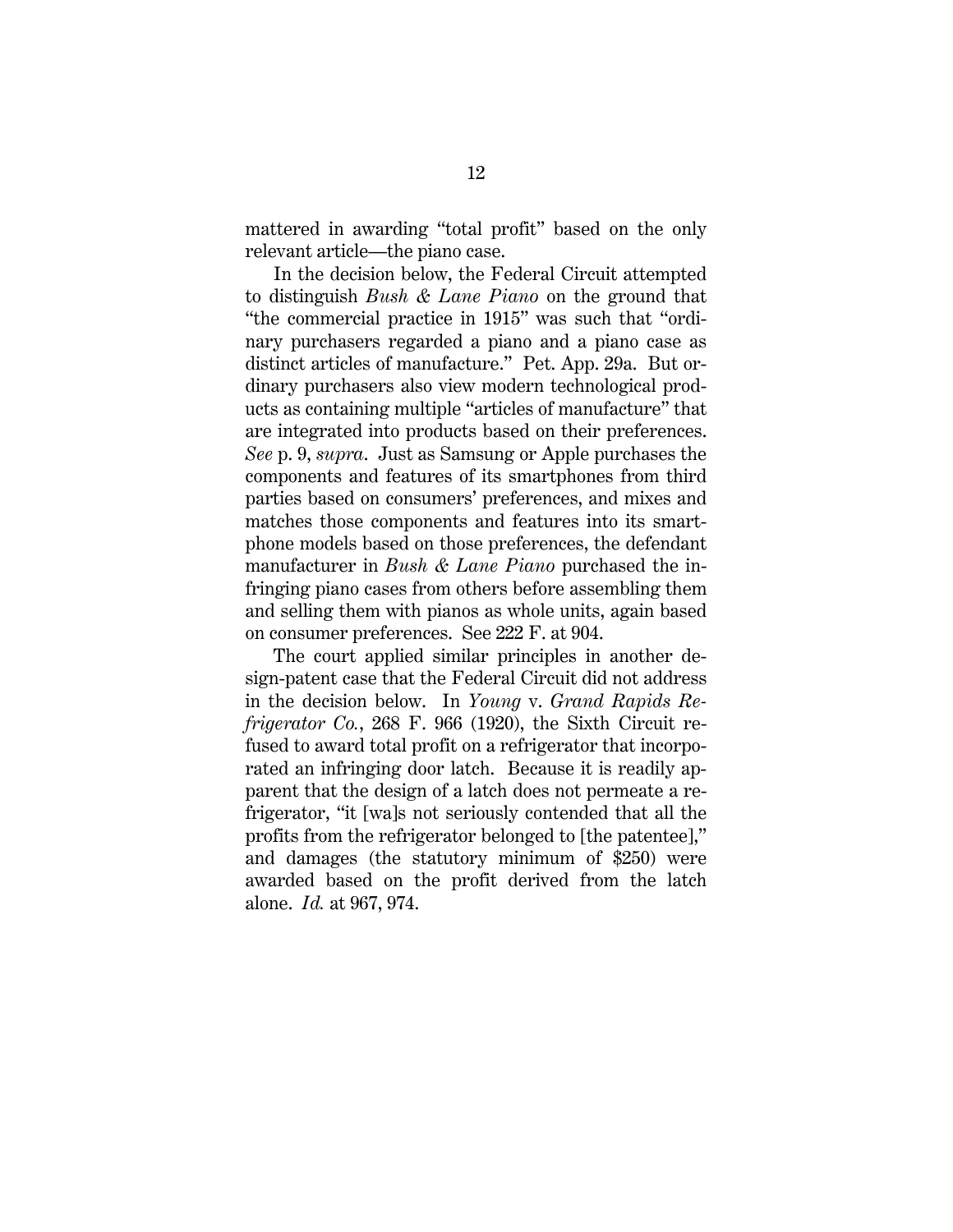mattered in awarding "total profit" based on the only relevant article—the piano case.

In the decision below, the Federal Circuit attempted to distinguish *Bush & Lane Piano* on the ground that "the commercial practice in 1915" was such that "ordinary purchasers regarded a piano and a piano case as distinct articles of manufacture." Pet. App. 29a. But ordinary purchasers also view modern technological products as containing multiple "articles of manufacture" that are integrated into products based on their preferences. *See* p. 9, *supra*. Just as Samsung or Apple purchases the components and features of its smartphones from third parties based on consumers' preferences, and mixes and matches those components and features into its smartphone models based on those preferences, the defendant manufacturer in *Bush & Lane Piano* purchased the infringing piano cases from others before assembling them and selling them with pianos as whole units, again based on consumer preferences. See 222 F. at 904.

The court applied similar principles in another design-patent case that the Federal Circuit did not address in the decision below. In *Young* v. *Grand Rapids Refrigerator Co.*, 268 F. 966 (1920), the Sixth Circuit refused to award total profit on a refrigerator that incorporated an infringing door latch. Because it is readily apparent that the design of a latch does not permeate a refrigerator, "it [wa]s not seriously contended that all the profits from the refrigerator belonged to [the patentee]," and damages (the statutory minimum of $250) were awarded based on the profit derived from the latch alone. *Id.* at 967, 974.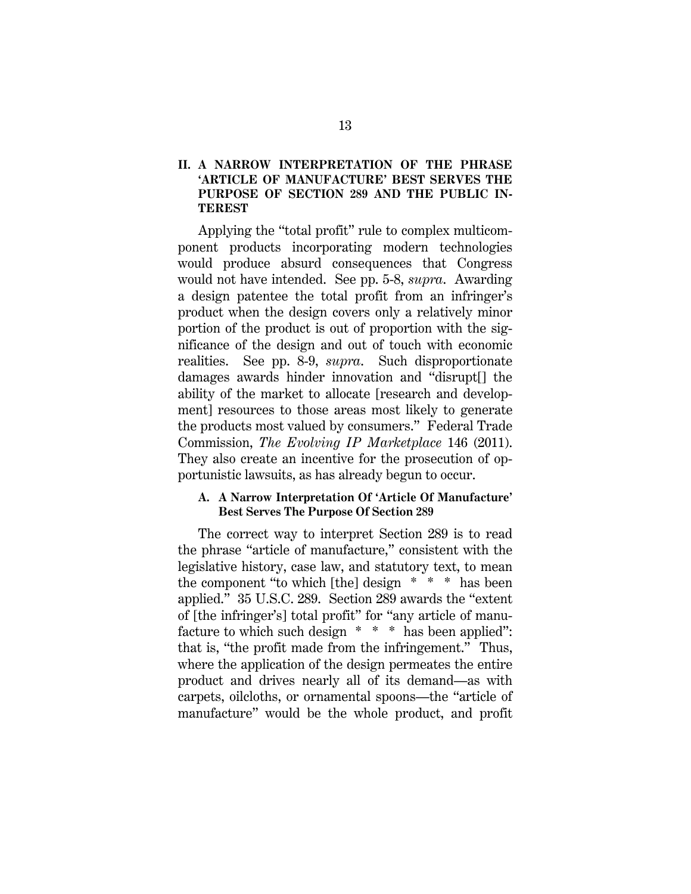## II. A NARROW INTERPRETATION OF THE PHRASE 'ARTICLE OF MANUFACTURE' BEST SERVES THE PURPOSE OF SECTION 289 AND THE PUBLIC INTEREST

Applying the "total profit" rule to complex multicomponent products incorporating modern technologies would produce absurd consequences that Congress would not have intended. See pp. 5-8, *supra*. Awarding a design patentee the total profit from an infringer's product when the design covers only a relatively minor portion of the product is out of proportion with the significance of the design and out of touch with economic realities. See pp. 8-9, *supra*. Such disproportionate damages awards hinder innovation and "disrupt[] the ability of the market to allocate [research and development] resources to those areas most likely to generate the products most valued by consumers." Federal Trade Commission, *The Evolving IP Marketplace* 146 (2011). They also create an incentive for the prosecution of opportunistic lawsuits, as has already begun to occur.

### A. A Narrow Interpretation Of 'Article Of Manufacture' Best Serves The Purpose Of Section 289

The correct way to interpret Section 289 is to read the phrase "article of manufacture," consistent with the legislative history, case law, and statutory text, to mean the component "to which [the] design * * * has been applied." 35 U.S.C. 289. Section 289 awards the "extent of [the infringer's] total profit" for "any article of manufacture to which such design * * * has been applied": that is, "the profit made from the infringement." Thus, where the application of the design permeates the entire product and drives nearly all of its demand—as with carpets, oilcloths, or ornamental spoons—the "article of manufacture" would be the whole product, and profit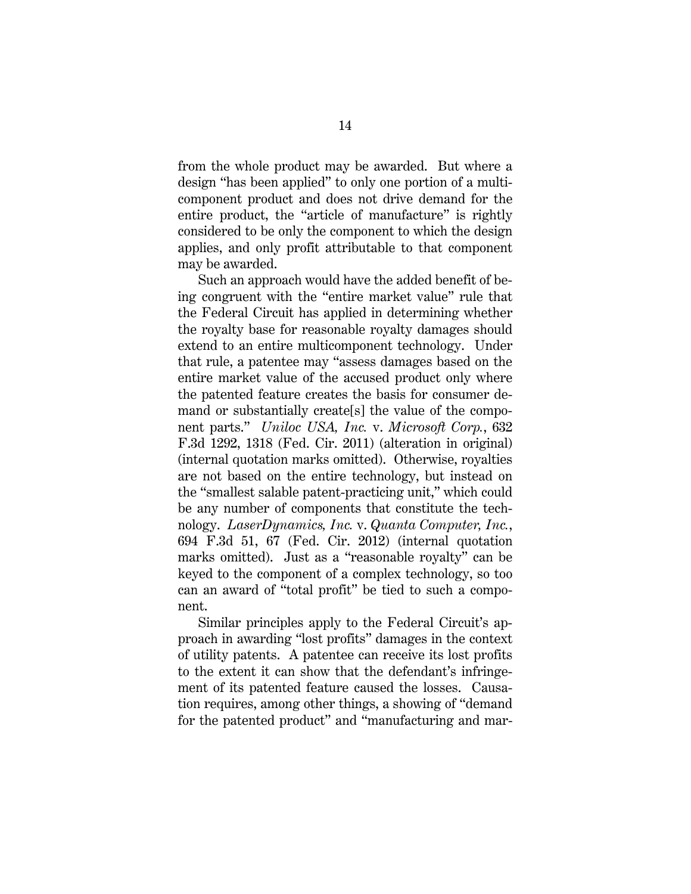from the whole product may be awarded. But where a design "has been applied" to only one portion of a multicomponent product and does not drive demand for the entire product, the "article of manufacture" is rightly considered to be only the component to which the design applies, and only profit attributable to that component may be awarded.

Such an approach would have the added benefit of being congruent with the "entire market value" rule that the Federal Circuit has applied in determining whether the royalty base for reasonable royalty damages should extend to an entire multicomponent technology. Under that rule, a patentee may "assess damages based on the entire market value of the accused product only where the patented feature creates the basis for consumer demand or substantially create[s] the value of the component parts." *Uniloc USA, Inc.* v. *Microsoft Corp.*, 632 F.3d 1292, 1318 (Fed. Cir. 2011) (alteration in original) (internal quotation marks omitted). Otherwise, royalties are not based on the entire technology, but instead on the "smallest salable patent-practicing unit," which could be any number of components that constitute the technology. *LaserDynamics, Inc.* v. *Quanta Computer, Inc.*, 694 F.3d 51, 67 (Fed. Cir. 2012) (internal quotation marks omitted). Just as a "reasonable royalty" can be keyed to the component of a complex technology, so too can an award of "total profit" be tied to such a component.

Similar principles apply to the Federal Circuit's approach in awarding "lost profits" damages in the context of utility patents. A patentee can receive its lost profits to the extent it can show that the defendant's infringement of its patented feature caused the losses. Causation requires, among other things, a showing of "demand for the patented product" and "manufacturing and mar-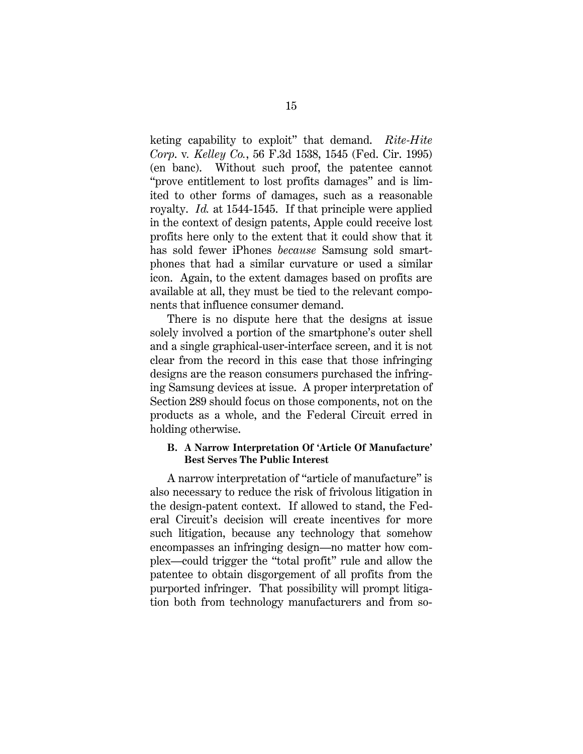keting capability to exploit" that demand. *Rite-Hite Corp.* v. *Kelley Co.*, 56 F.3d 1538, 1545 (Fed. Cir. 1995) (en banc). Without such proof, the patentee cannot "prove entitlement to lost profits damages" and is limited to other forms of damages, such as a reasonable royalty. *Id.* at 1544-1545. If that principle were applied in the context of design patents, Apple could receive lost profits here only to the extent that it could show that it has sold fewer iPhones *because* Samsung sold smartphones that had a similar curvature or used a similar icon. Again, to the extent damages based on profits are available at all, they must be tied to the relevant components that influence consumer demand.

There is no dispute here that the designs at issue solely involved a portion of the smartphone's outer shell and a single graphical-user-interface screen, and it is not clear from the record in this case that those infringing designs are the reason consumers purchased the infringing Samsung devices at issue. A proper interpretation of Section 289 should focus on those components, not on the products as a whole, and the Federal Circuit erred in holding otherwise.

### B. A Narrow Interpretation Of 'Article Of Manufacture' Best Serves The Public Interest

A narrow interpretation of "article of manufacture" is also necessary to reduce the risk of frivolous litigation in the design-patent context. If allowed to stand, the Federal Circuit's decision will create incentives for more such litigation, because any technology that somehow encompasses an infringing design—no matter how complex—could trigger the "total profit" rule and allow the patentee to obtain disgorgement of all profits from the purported infringer. That possibility will prompt litigation both from technology manufacturers and from so-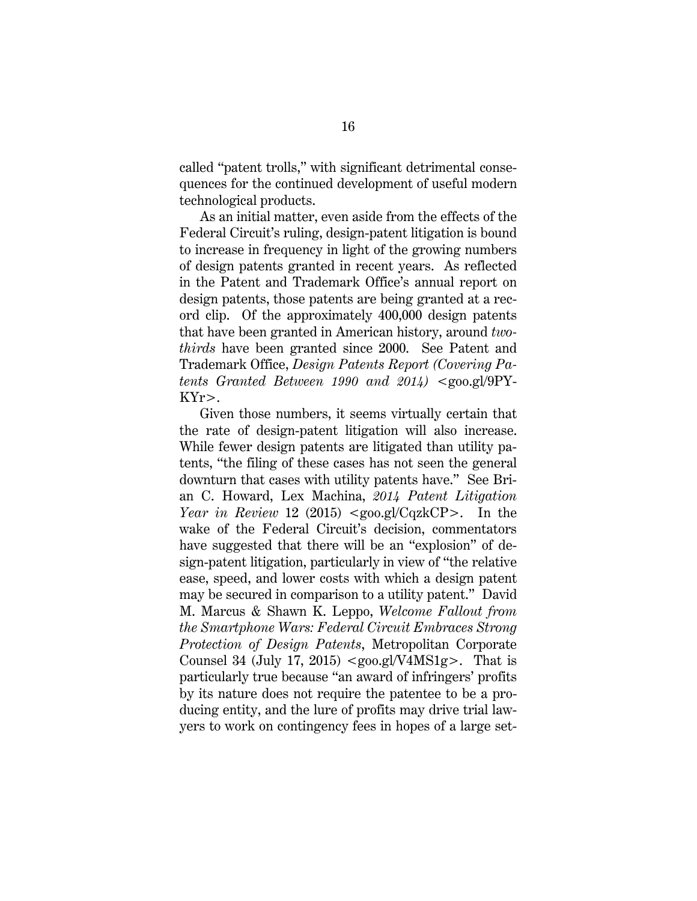called "patent trolls," with significant detrimental consequences for the continued development of useful modern technological products.

As an initial matter, even aside from the effects of the Federal Circuit's ruling, design-patent litigation is bound to increase in frequency in light of the growing numbers of design patents granted in recent years. As reflected in the Patent and Trademark Office's annual report on design patents, those patents are being granted at a record clip. Of the approximately 400,000 design patents that have been granted in American history, around *two-thirds* have been granted since 2000. See Patent and Trademark Office, *Design Patents Report (Covering Patents Granted Between 1990 and 2014)* <goo.gl/9PYKYr>.

Given those numbers, it seems virtually certain that the rate of design-patent litigation will also increase. While fewer design patents are litigated than utility patents, "the filing of these cases has not seen the general downturn that cases with utility patents have." See Brian C. Howard, Lex Machina, *2014 Patent Litigation Year in Review* 12 (2015) <goo.gl/CqzkCP>. In the wake of the Federal Circuit's decision, commentators have suggested that there will be an "explosion" of design-patent litigation, particularly in view of "the relative ease, speed, and lower costs with which a design patent may be secured in comparison to a utility patent." David M. Marcus & Shawn K. Leppo, *Welcome Fallout from the Smartphone Wars: Federal Circuit Embraces Strong Protection of Design Patents*, Metropolitan Corporate Counsel 34 (July 17, 2015) <goo.gl/V4MS1g>. That is particularly true because "an award of infringers' profits by its nature does not require the patentee to be a producing entity, and the lure of profits may drive trial lawyers to work on contingency fees in hopes of a large set-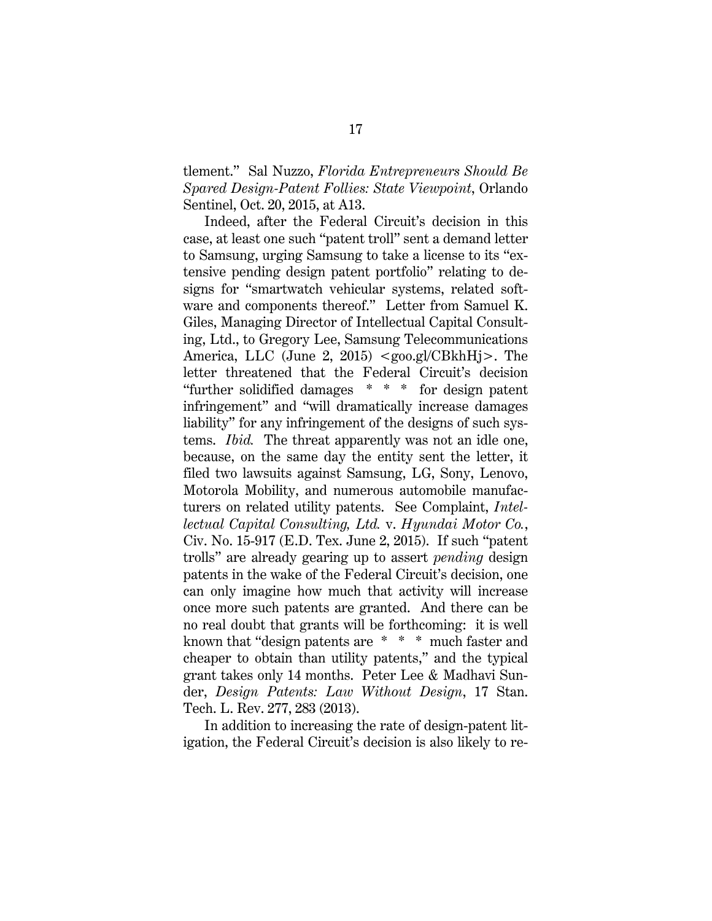tlement." Sal Nuzzo, *Florida Entrepreneurs Should Be Spared Design-Patent Follies: State Viewpoint*, Orlando Sentinel, Oct. 20, 2015, at A13.

Indeed, after the Federal Circuit's decision in this case, at least one such "patent troll" sent a demand letter to Samsung, urging Samsung to take a license to its "extensive pending design patent portfolio" relating to designs for "smartwatch vehicular systems, related software and components thereof." Letter from Samuel K. Giles, Managing Director of Intellectual Capital Consulting, Ltd., to Gregory Lee, Samsung Telecommunications America, LLC (June 2, 2015) <goo.gl/CBkhHj>. The letter threatened that the Federal Circuit's decision "further solidified damages * * * for design patent infringement" and "will dramatically increase damages liability" for any infringement of the designs of such systems. *Ibid.* The threat apparently was not an idle one, because, on the same day the entity sent the letter, it filed two lawsuits against Samsung, LG, Sony, Lenovo, Motorola Mobility, and numerous automobile manufacturers on related utility patents. See Complaint, *Intellectual Capital Consulting, Ltd.* v. *Hyundai Motor Co.*, Civ. No. 15-917 (E.D. Tex. June 2, 2015). If such "patent trolls" are already gearing up to assert *pending* design patents in the wake of the Federal Circuit's decision, one can only imagine how much that activity will increase once more such patents are granted. And there can be no real doubt that grants will be forthcoming: it is well known that "design patents are * * * much faster and cheaper to obtain than utility patents," and the typical grant takes only 14 months. Peter Lee & Madhavi Sunder, *Design Patents: Law Without Design*, 17 Stan. Tech. L. Rev. 277, 283 (2013).

In addition to increasing the rate of design-patent litigation, the Federal Circuit's decision is also likely to re-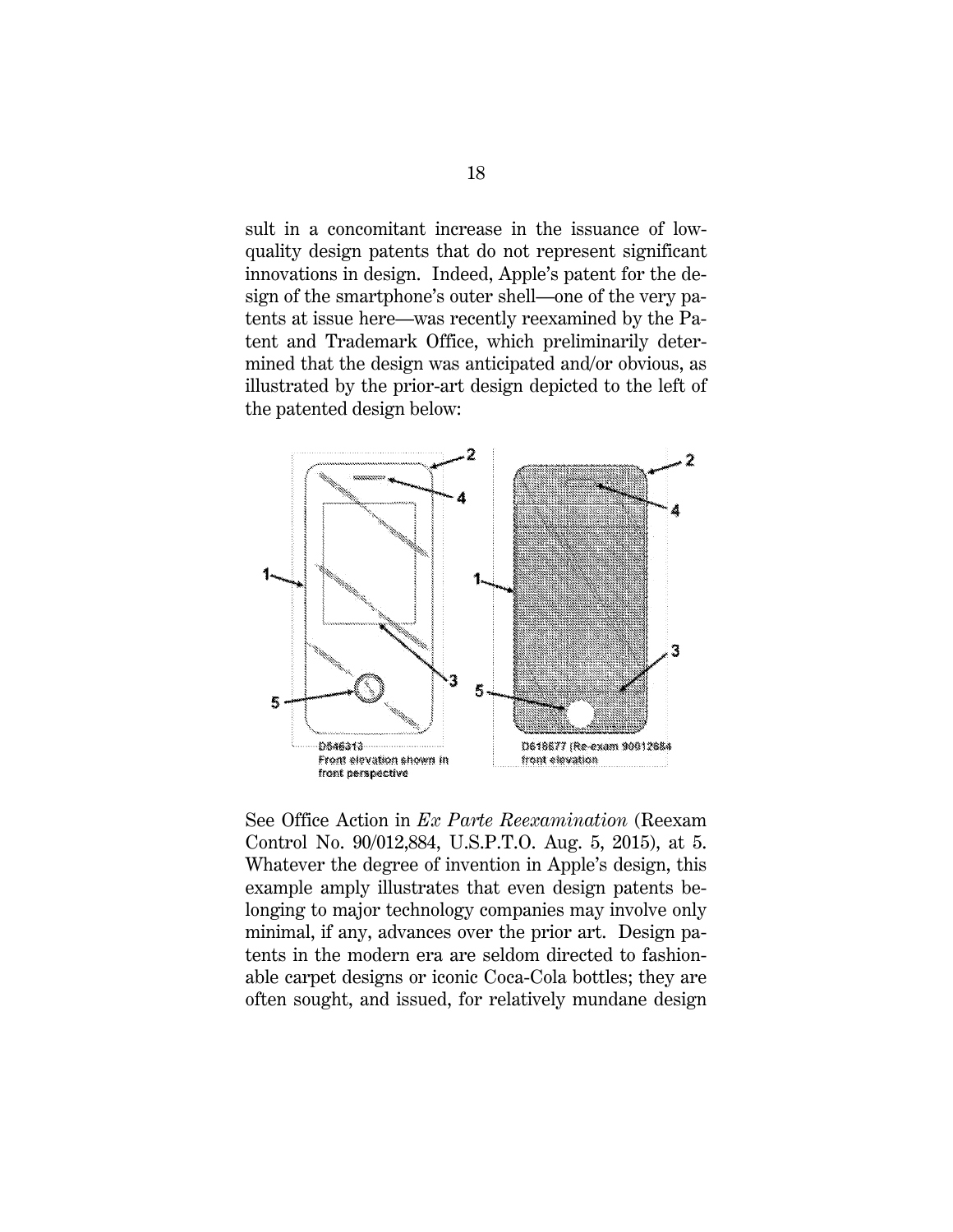sult in a concomitant increase in the issuance of low-quality design patents that do not represent significant innovations in design. Indeed, Apple's patent for the design of the smartphone's outer shell—one of the very patents at issue here—was recently reexamined by the Patent and Trademark Office, which preliminarily determined that the design was anticipated and/or obvious, as illustrated by the prior-art design depicted to the left of the patented design below:

See Office Action in *Ex Parte Reexamination* (Reexam Control No. 90/012,884, U.S.P.T.O. Aug. 5, 2015), at 5. Whatever the degree of invention in Apple's design, this example amply illustrates that even design patents belonging to major technology companies may involve only minimal, if any, advances over the prior art. Design patents in the modern era are seldom directed to fashionable carpet designs or iconic Coca-Cola bottles; they are often sought, and issued, for relatively mundane design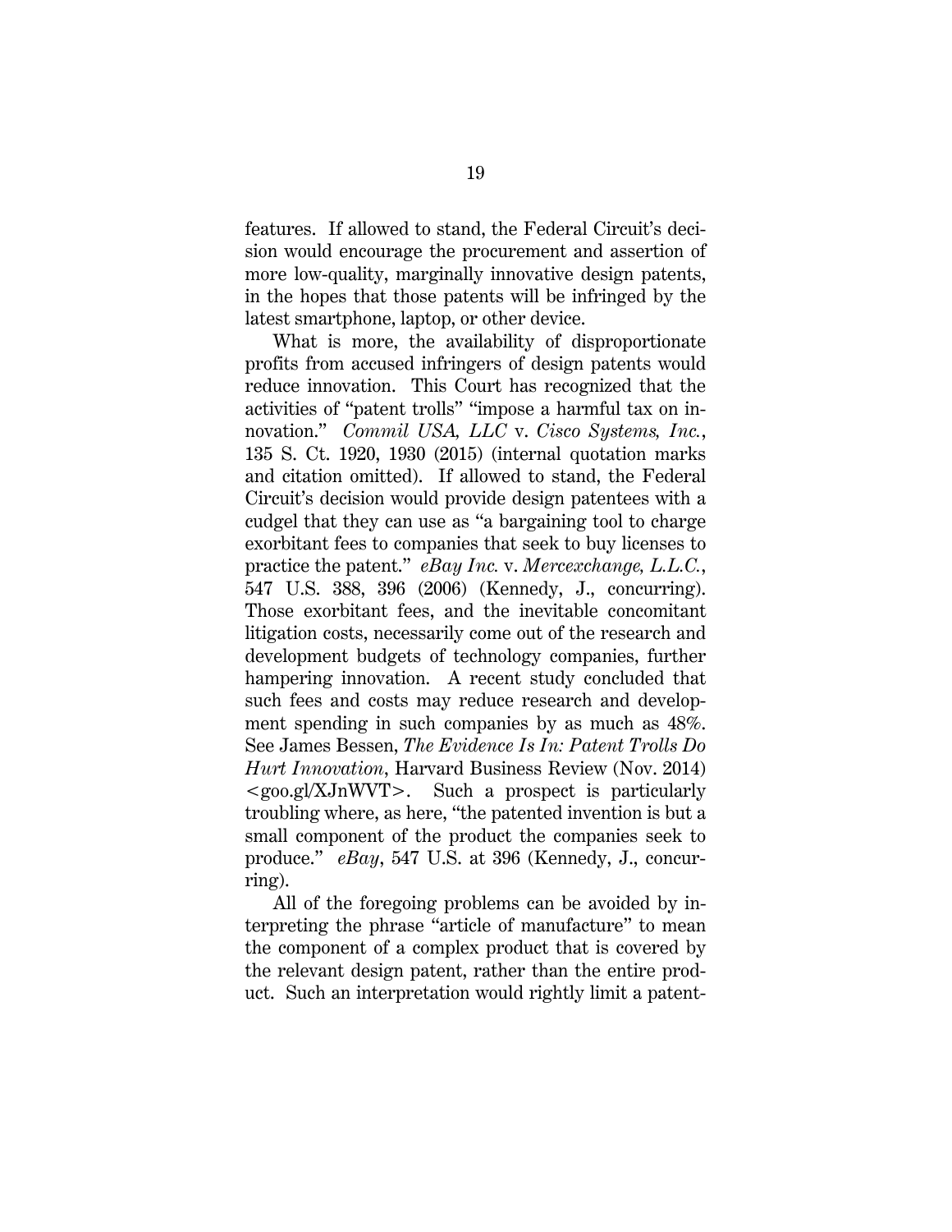features. If allowed to stand, the Federal Circuit's decision would encourage the procurement and assertion of more low-quality, marginally innovative design patents, in the hopes that those patents will be infringed by the latest smartphone, laptop, or other device.

What is more, the availability of disproportionate profits from accused infringers of design patents would reduce innovation. This Court has recognized that the activities of "patent trolls" "impose a harmful tax on innovation." *Commil USA, LLC* v. *Cisco Systems, Inc.*, 135 S. Ct. 1920, 1930 (2015) (internal quotation marks and citation omitted). If allowed to stand, the Federal Circuit's decision would provide design patentees with a cudgel that they can use as "a bargaining tool to charge exorbitant fees to companies that seek to buy licenses to practice the patent." *eBay Inc.* v. *Mercexchange, L.L.C.*, 547 U.S. 388, 396 (2006) (Kennedy, J., concurring). Those exorbitant fees, and the inevitable concomitant litigation costs, necessarily come out of the research and development budgets of technology companies, further hampering innovation. A recent study concluded that such fees and costs may reduce research and development spending in such companies by as much as 48%. See James Bessen, *The Evidence Is In: Patent Trolls Do Hurt Innovation*, Harvard Business Review (Nov. 2014) <goo.gl/XJnWVT>. Such a prospect is particularly troubling where, as here, "the patented invention is but a small component of the product the companies seek to produce." *eBay*, 547 U.S. at 396 (Kennedy, J., concurring).

All of the foregoing problems can be avoided by interpreting the phrase "article of manufacture" to mean the component of a complex product that is covered by the relevant design patent, rather than the entire product. Such an interpretation would rightly limit a patent-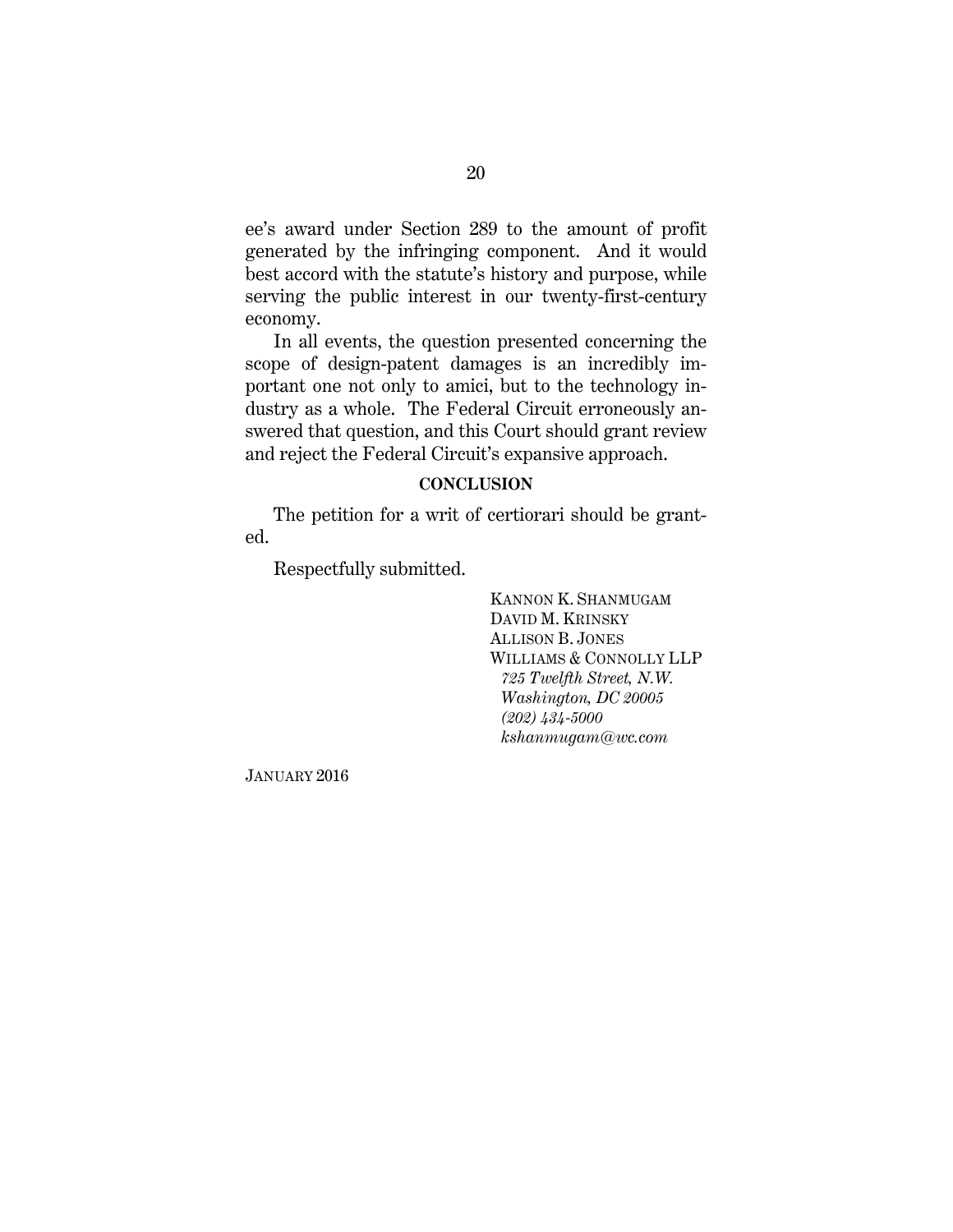ee's award under Section 289 to the amount of profit generated by the infringing component. And it would best accord with the statute's history and purpose, while serving the public interest in our twenty-first-century economy.

In all events, the question presented concerning the scope of design-patent damages is an incredibly important one not only to amici, but to the technology industry as a whole. The Federal Circuit erroneously answered that question, and this Court should grant review and reject the Federal Circuit's expansive approach.

## CONCLUSION

The petition for a writ of certiorari should be granted.

Respectfully submitted.

KANNON K. SHANMUGAM
DAVID M. KRINSKY
ALLISON B. JONES
WILLIAMS & CONNOLLY LLP
*725 Twelfth Street, N.W.*
*Washington, DC 20005*
*(202) 434-5000*
*kshanmugam@wc.com*

JANUARY 2016